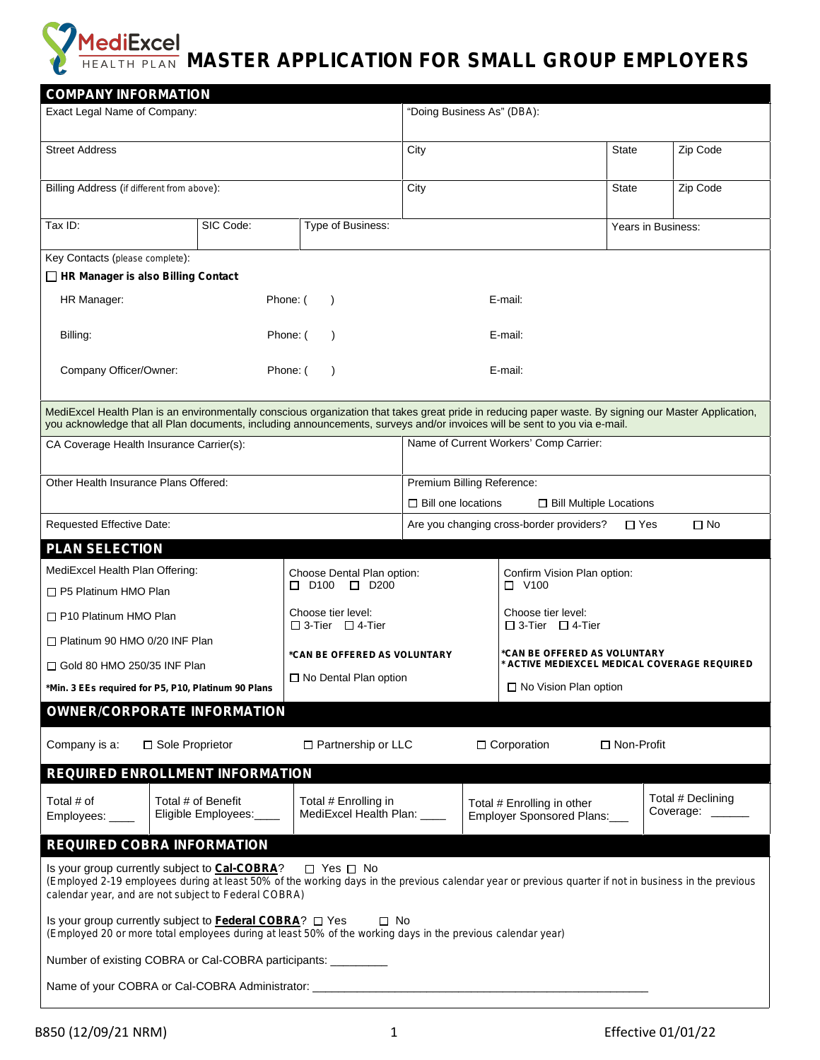MediExcel HEALTH PLAN

# MASTER APPLICATION FOR SMALL GROUP EMPLOYERS

## COMPANY INFORMATION

| Exact Legal Name of Company: | | "Doing Business As" (DBA): | | |
|---|---|---|---|---|
| Street Address | | City | State | Zip Code |
| Billing Address (if different from above): | | City | State | Zip Code |
| Tax ID: | SIC Code: | Type of Business: | | Years in Business: |

Key Contacts (please complete):

☐ **HR Manager is also Billing Contact**

| | | |
|---|---|---|
| HR Manager: | Phone: ( ) | E-mail: |
| Billing: | Phone: ( ) | E-mail: |
| Company Officer/Owner: | Phone: ( ) | E-mail: |

MediExcel Health Plan is an environmentally conscious organization that takes great pride in reducing paper waste. By signing our Master Application, you acknowledge that all Plan documents, including announcements, surveys and/or invoices will be sent to you via e-mail.

| | |
|---|---|
| CA Coverage Health Insurance Carrier(s): | Name of Current Workers' Comp Carrier: |
| Other Health Insurance Plans Offered: | Premium Billing Reference: ☐ Bill one locations ☐ Bill Multiple Locations |
| Requested Effective Date: | Are you changing cross-border providers? ☐ Yes ☐ No |

## PLAN SELECTION

| MediExcel Health Plan Offering: | Choose Dental Plan option: | Confirm Vision Plan option: |
|---|---|---|
| ☐ P5 Platinum HMO Plan | ☐ D100 ☐ D200 | ☐ V100 |
| ☐ P10 Platinum HMO Plan | Choose tier level: ☐ 3-Tier ☐ 4-Tier | Choose tier level: ☐ 3-Tier ☐ 4-Tier |
| ☐ Platinum 90 HMO 0/20 INF Plan | ***CAN BE OFFERED AS VOLUNTARY** | ***CAN BE OFFERED AS VOLUNTARY** **\*ACTIVE MEDIEXCEL MEDICAL COVERAGE REQUIRED** |
| ☐ Gold 80 HMO 250/35 INF Plan | ☐ No Dental Plan option | ☐ No Vision Plan option |
| ***Min. 3 EEs required for P5, P10, Platinum 90 Plans** | | |

## OWNER/CORPORATE INFORMATION

Company is a: ☐ Sole Proprietor ☐ Partnership or LLC ☐ Corporation ☐ Non-Profit

## REQUIRED ENROLLMENT INFORMATION

| Total # of Employees: ____ | Total # of Benefit Eligible Employees:____ | Total # Enrolling in MediExcel Health Plan: ____ | Total # Enrolling in other Employer Sponsored Plans:___ | Total # Declining Coverage: ______ |
|---|---|---|---|---|

## REQUIRED COBRA INFORMATION

Is your group currently subject to **Cal-COBRA**? ☐ Yes ☐ No
(Employed 2-19 employees during at least 50% of the working days in the previous calendar year or previous quarter if not in business in the previous calendar year, and are not subject to Federal COBRA)

Is your group currently subject to **Federal COBRA**? ☐ Yes ☐ No
(Employed 20 or more total employees during at least 50% of the working days in the previous calendar year)

Number of existing COBRA or Cal-COBRA participants: _________

Name of your COBRA or Cal-COBRA Administrator: _______________________________________________________

B850 (12/09/21 NRM) Effective 01/01/22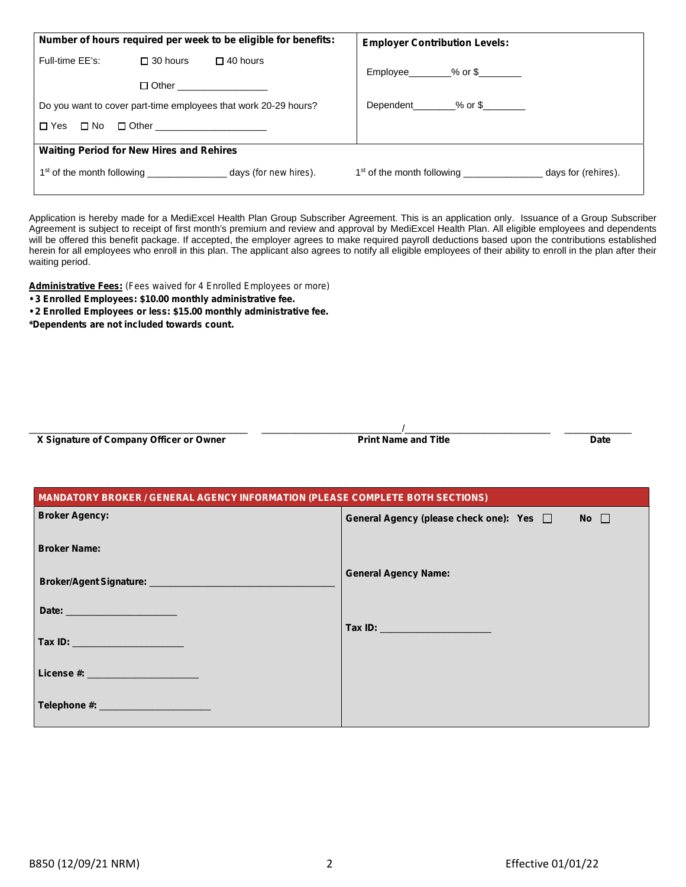| Number of hours required per week to be eligible for benefits: | Employer Contribution Levels: |
|---|---|
| Full-time EE's: ☐ 30 hours ☐ 40 hours ☐ Other _________________ | Employee________% or $________ |
| Do you want to cover part-time employees that work 20-29 hours? ☐ Yes ☐ No ☐ Other ____________________ | Dependent________% or $________ |

**Waiting Period for New Hires and Rehires**

1st of the month following _______________ days (for new hires).    1st of the month following _______________ days for (rehires).

Application is hereby made for a MediExcel Health Plan Group Subscriber Agreement. This is an application only. Issuance of a Group Subscriber Agreement is subject to receipt of first month's premium and review and approval by MediExcel Health Plan. All eligible employees and dependents will be offered this benefit package. If accepted, the employer agrees to make required payroll deductions based upon the contributions established herein for all employees who enroll in this plan. The applicant also agrees to notify all eligible employees of their ability to enroll in the plan after their waiting period.

**Administrative Fees:** (Fees waived for 4 Enrolled Employees or more)
- **3 Enrolled Employees: $10.00 monthly administrative fee.**
- **2 Enrolled Employees or less: $15.00 monthly administrative fee.**

***Dependents are not included towards count.**

_________________________________________  ___________________________/___________________________  _____________
**X Signature of Company Officer or Owner**  **Print Name and Title**  **Date**

| MANDATORY BROKER / GENERAL AGENCY INFORMATION (PLEASE COMPLETE BOTH SECTIONS) | |
|---|---|
| **Broker Agency:** | **General Agency (please check one): Yes ☐ No ☐** |
| **Broker Name:** | **General Agency Name:** |
| **Broker/Agent Signature:** ___________________________________ | |
| **Date:** ______________________ | **Tax ID:** ______________________ |
| **Tax ID:** ______________________ | |
| **License #:** ______________________ | |
| **Telephone #:** ______________________ | |

B850 (12/09/21 NRM)    Effective 01/01/22